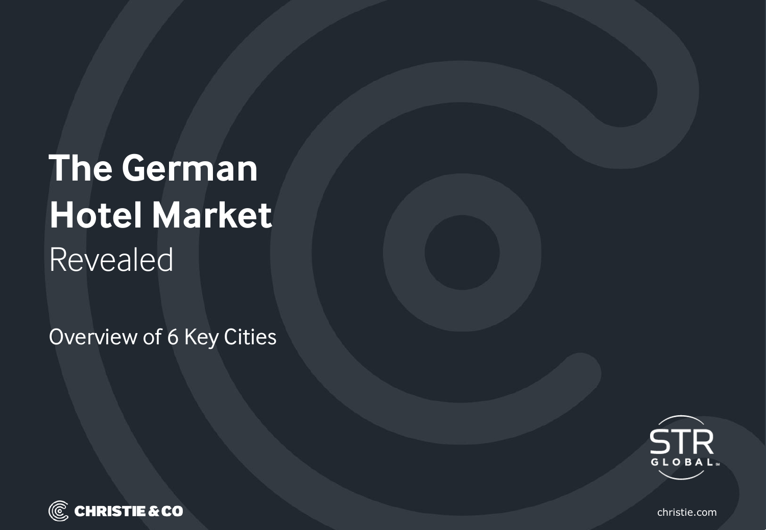# The German Hotel Market Revealed

Overview of 6 Key Cities

STR GLOBAL

CHRISTIE & CO

christie.com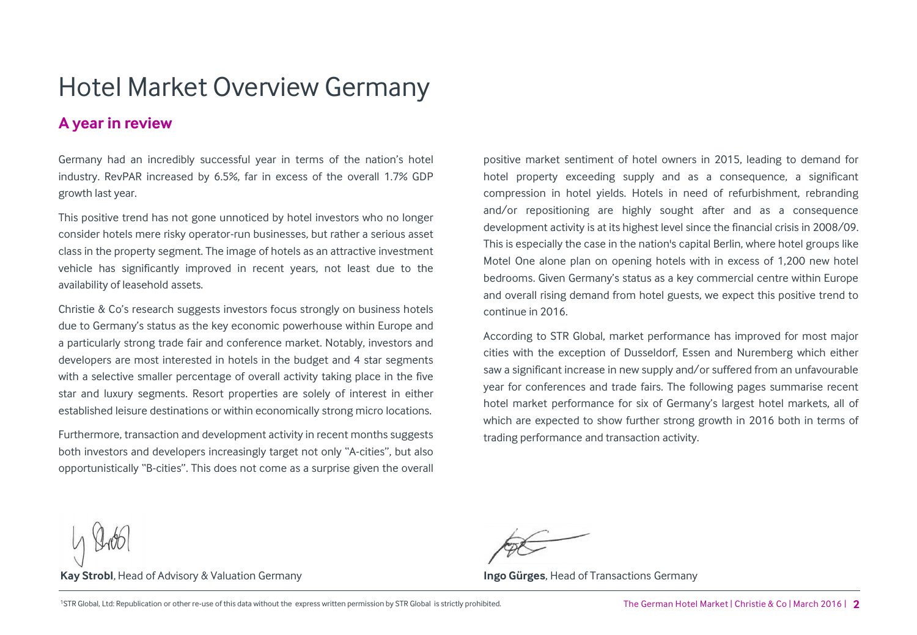# Hotel Market Overview Germany

## A year in review

Germany had an incredibly successful year in terms of the nation's hotel industry. RevPAR increased by 6.5%, far in excess of the overall 1.7% GDP growth last year.

This positive trend has not gone unnoticed by hotel investors who no longer consider hotels mere risky operator-run businesses, but rather a serious asset class in the property segment. The image of hotels as an attractive investment vehicle has significantly improved in recent years, not least due to the availability of leasehold assets.

Christie & Co's research suggests investors focus strongly on business hotels due to Germany's status as the key economic powerhouse within Europe and a particularly strong trade fair and conference market. Notably, investors and developers are most interested in hotels in the budget and 4 star segments with a selective smaller percentage of overall activity taking place in the five star and luxury segments. Resort properties are solely of interest in either established leisure destinations or within economically strong micro locations.

Furthermore, transaction and development activity in recent months suggests both investors and developers increasingly target not only "A-cities", but also opportunistically "B-cities". This does not come as a surprise given the overall positive market sentiment of hotel owners in 2015, leading to demand for hotel property exceeding supply and as a consequence, a significant compression in hotel yields. Hotels in need of refurbishment, rebranding and/or repositioning are highly sought after and as a consequence development activity is at its highest level since the financial crisis in 2008/09. This is especially the case in the nation's capital Berlin, where hotel groups like Motel One alone plan on opening hotels with in excess of 1,200 new hotel bedrooms. Given Germany's status as a key commercial centre within Europe and overall rising demand from hotel guests, we expect this positive trend to continue in 2016.

According to STR Global, market performance has improved for most major cities with the exception of Dusseldorf, Essen and Nuremberg which either saw a significant increase in new supply and/or suffered from an unfavourable year for conferences and trade fairs. The following pages summarise recent hotel market performance for six of Germany's largest hotel markets, all of which are expected to show further strong growth in 2016 both in terms of trading performance and transaction activity.

**Kay Strobl**, Head of Advisory & Valuation Germany

**Ingo Gürges**, Head of Transactions Germany

[1]STR Global, Ltd: Republication or other re-use of this data without the express written permission by STR Global is strictly prohibited.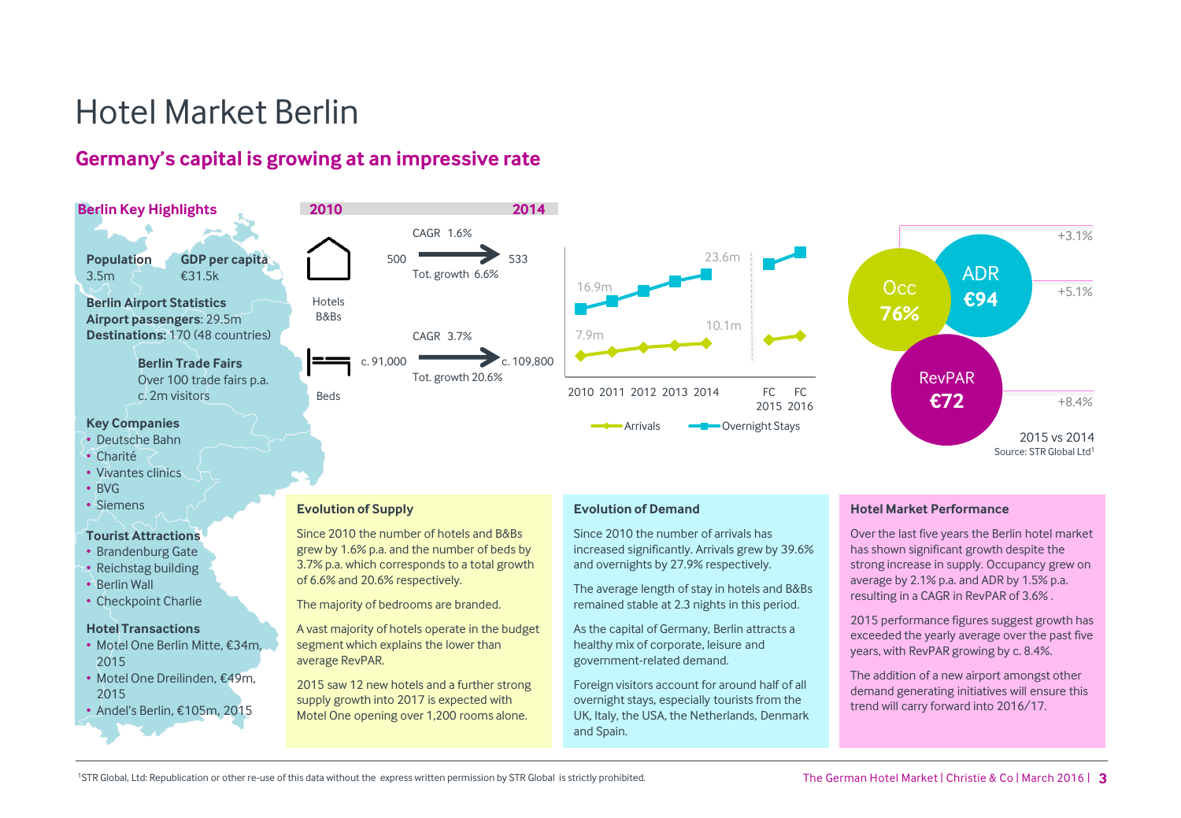# Hotel Market Berlin

## Germany's capital is growing at an impressive rate

### Berlin Key Highlights

**Population**
3.5m

**GDP per capita**
€31.5k

**Berlin Airport Statistics**
**Airport passengers**: 29.5m
**Destinations:** 170 (48 countries)

**Berlin Trade Fairs**
Over 100 trade fairs p.a.
c. 2m visitors

**Key Companies**
- Deutsche Bahn
- Charité
- Vivantes clinics
- BVG
- Siemens

**Tourist Attractions**
- Brandenburg Gate
- Reichstag building
- Berlin Wall
- Checkpoint Charlie

**Hotel Transactions**
- Motel One Berlin Mitte, €34m, 2015
- Motel One Dreilinden, €49m, 2015
- Andel's Berlin, €105m, 2015

| | 2010 | | 2014 |
|---|---|---|---|
| Hotels B&Bs | 500 | CAGR 1.6% / Tot. growth 6.6% | 533 |
| Beds | c. 91,000 | CAGR 3.7% / Tot. growth 20.6% | c. 109,800 |

Arrivals: 7.9m (2010) → 10.1m (2014); Overnight Stays: 16.9m (2010) → 23.6m (2014)
2010 2011 2012 2013 2014 FC 2015 FC 2016
Arrivals — Overnight Stays

Occ 76% (+3.1%)
ADR €94 (+5.1%)
RevPAR €72 (+8.4%)
2015 vs 2014
Source: STR Global Ltd[1]

### Evolution of Supply

Since 2010 the number of hotels and B&Bs grew by 1.6% p.a. and the number of beds by 3.7% p.a. which corresponds to a total growth of 6.6% and 20.6% respectively.

The majority of bedrooms are branded.

A vast majority of hotels operate in the budget segment which explains the lower than average RevPAR.

2015 saw 12 new hotels and a further strong supply growth into 2017 is expected with Motel One opening over 1,200 rooms alone.

### Evolution of Demand

Since 2010 the number of arrivals has increased significantly. Arrivals grew by 39.6% and overnights by 27.9% respectively.

The average length of stay in hotels and B&Bs remained stable at 2.3 nights in this period.

As the capital of Germany, Berlin attracts a healthy mix of corporate, leisure and government-related demand.

Foreign visitors account for around half of all overnight stays, especially tourists from the UK, Italy, the USA, the Netherlands, Denmark and Spain.

### Hotel Market Performance

Over the last five years the Berlin hotel market has shown significant growth despite the strong increase in supply. Occupancy grew on average by 2.1% p.a. and ADR by 1.5% p.a. resulting in a CAGR in RevPAR of 3.6% .

2015 performance figures suggest growth has exceeded the yearly average over the past five years, with RevPAR growing by c. 8.4%.

The addition of a new airport amongst other demand generating initiatives will ensure this trend will carry forward into 2016/17.

[1]STR Global, Ltd: Republication or other re-use of this data without the express written permission by STR Global is strictly prohibited.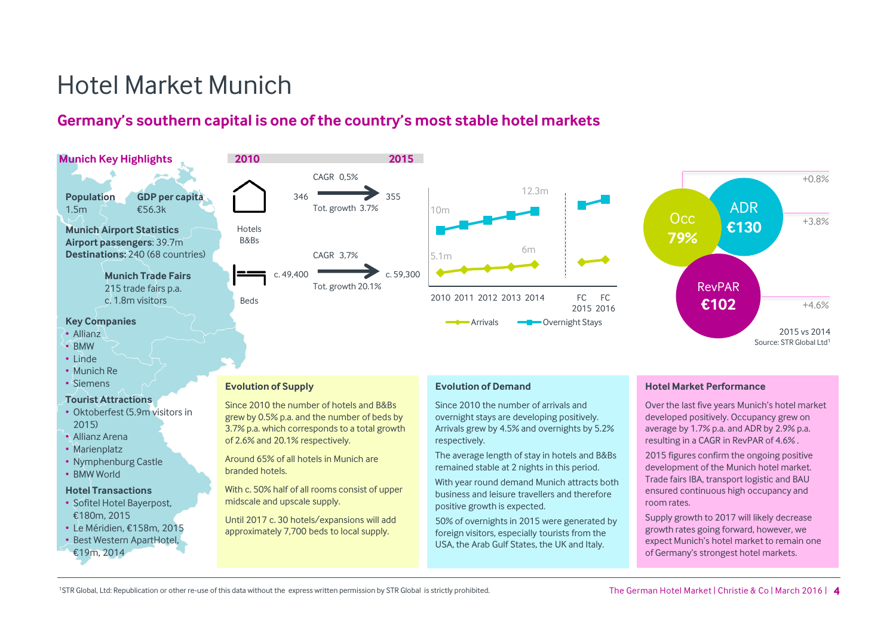# Hotel Market Munich

## Germany's southern capital is one of the country's most stable hotel markets

### Munich Key Highlights

**Population**
1.5m

**GDP per capita**
€56.3k

**Munich Airport Statistics**
**Airport passengers:** 39.7m
**Destinations:** 240 (68 countries)

**Munich Trade Fairs**
215 trade fairs p.a.
c. 1.8m visitors

**Key Companies**
- Allianz
- BMW
- Linde
- Munich Re
- Siemens

**Tourist Attractions**
- Oktoberfest (5.9m visitors in 2015)
- Allianz Arena
- Marienplatz
- Nymphenburg Castle
- BMW World

**Hotel Transactions**
- Sofitel Hotel Bayerpost, €180m, 2015
- Le Méridien, €158m, 2015
- Best Western ApartHotel, €19m, 2014

| | 2010 | | 2015 |
|---|---|---|---|
| Hotels B&Bs | 346 | CAGR 0,5% / Tot. growth 3.7% | 355 |
| Beds | c. 49,400 | CAGR 3,7% / Tot. growth 20.1% | c. 59,300 |

| | 2010 | 2014 |
|---|---|---|
| Overnight Stays | 10m | 12.3m |
| Arrivals | 5.1m | 6m |

(Chart years: 2010, 2011, 2012, 2013, 2014, FC 2015, FC 2016; series: Arrivals, Overnight Stays)

| | 2015 | 2015 vs 2014 |
|---|---|---|
| Occ | 79% | +0.8% |
| ADR | €130 | +3.8% |
| RevPAR | €102 | +4.6% |

Source: STR Global Ltd[1]

### Evolution of Supply

Since 2010 the number of hotels and B&Bs grew by 0.5% p.a. and the number of beds by 3.7% p.a. which corresponds to a total growth of 2.6% and 20.1% respectively.

Around 65% of all hotels in Munich are branded hotels.

With c. 50% half of all rooms consist of upper midscale and upscale supply.

Until 2017 c. 30 hotels/expansions will add approximately 7,700 beds to local supply.

### Evolution of Demand

Since 2010 the number of arrivals and overnight stays are developing positively. Arrivals grew by 4.5% and overnights by 5.2% respectively.

The average length of stay in hotels and B&Bs remained stable at 2 nights in this period.

With year round demand Munich attracts both business and leisure travellers and therefore positive growth is expected.

50% of overnights in 2015 were generated by foreign visitors, especially tourists from the USA, the Arab Gulf States, the UK and Italy.

### Hotel Market Performance

Over the last five years Munich's hotel market developed positively. Occupancy grew on average by 1.7% p.a. and ADR by 2.9% p.a. resulting in a CAGR in RevPAR of 4.6% .

2015 figures confirm the ongoing positive development of the Munich hotel market. Trade fairs IBA, transport logistic and BAU ensured continuous high occupancy and room rates.

Supply growth to 2017 will likely decrease growth rates going forward, however, we expect Munich's hotel market to remain one of Germany's strongest hotel markets.

[1] STR Global, Ltd: Republication or other re-use of this data without the express written permission by STR Global is strictly prohibited.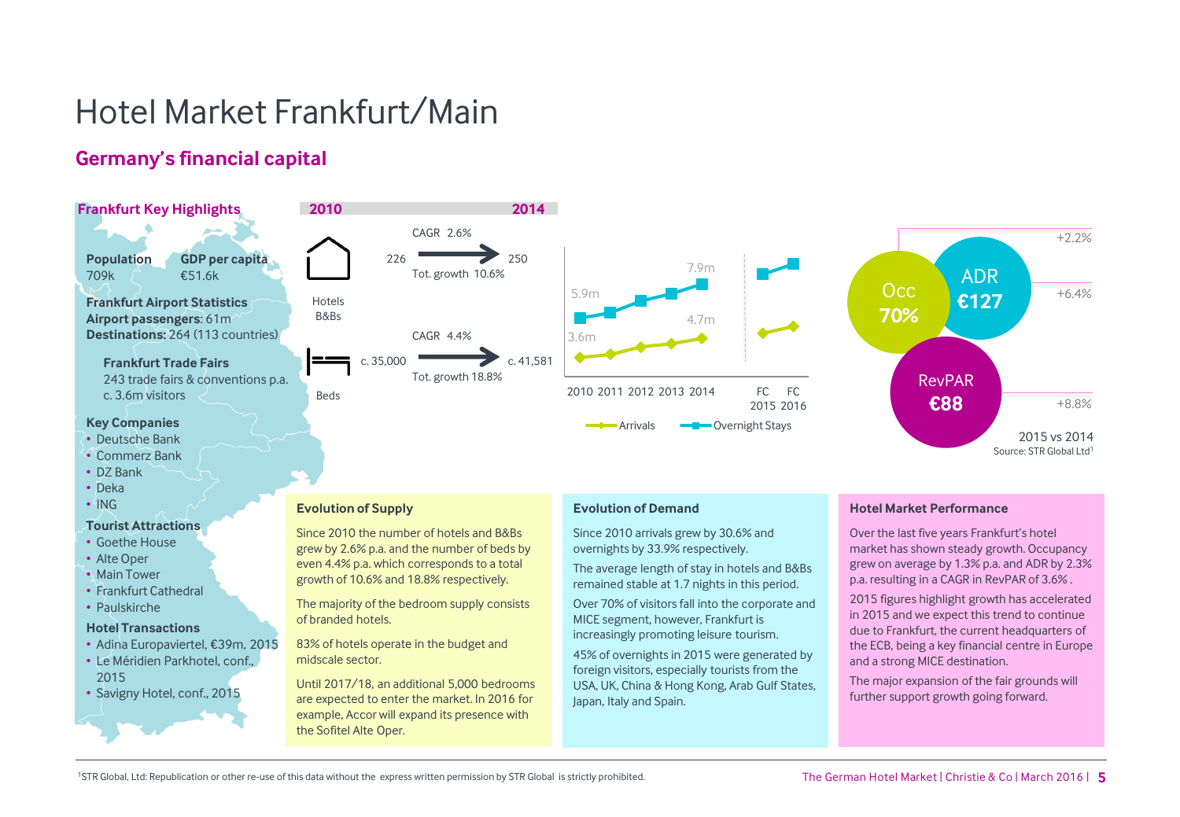# Hotel Market Frankfurt/Main

## Germany's financial capital

### Frankfurt Key Highlights

**Population** 709k

**GDP per capita** €51.6k

**Frankfurt Airport Statistics**
**Airport passengers:** 61m
**Destinations:** 264 (113 countries)

**Frankfurt Trade Fairs**
243 trade fairs & conventions p.a.
c. 3.6m visitors

**Key Companies**
- Deutsche Bank
- Commerz Bank
- DZ Bank
- Deka
- ING

**Tourist Attractions**
- Goethe House
- Alte Oper
- Main Tower
- Frankfurt Cathedral
- Paulskirche

**Hotel Transactions**
- Adina Europaviertel, €39m, 2015
- Le Méridien Parkhotel, conf., 2015
- Savigny Hotel, conf., 2015

| | 2010 | | 2014 |
|---|---|---|---|
| Hotels B&Bs | 226 | CAGR 2.6% / Tot. growth 10.6% | 250 |
| Beds | c. 35,000 | CAGR 4.4% / Tot. growth 18.8% | c. 41,581 |

Arrivals: 3.6m (2010) – 4.7m (2014); Overnight Stays: 5.9m (2010) – 7.9m (2014); FC 2015, FC 2016

Occ 70% (+2.2%), ADR €127 (+6.4%), RevPAR €88 (+8.8%)

2015 vs 2014
Source: STR Global Ltd[1]

### Evolution of Supply

Since 2010 the number of hotels and B&Bs grew by 2.6% p.a. and the number of beds by even 4.4% p.a. which corresponds to a total growth of 10.6% and 18.8% respectively.

The majority of the bedroom supply consists of branded hotels.

83% of hotels operate in the budget and midscale sector.

Until 2017/18, an additional 5,000 bedrooms are expected to enter the market. In 2016 for example, Accor will expand its presence with the Sofitel Alte Oper.

### Evolution of Demand

Since 2010 arrivals grew by 30.6% and overnights by 33.9% respectively.

The average length of stay in hotels and B&Bs remained stable at 1.7 nights in this period.

Over 70% of visitors fall into the corporate and MICE segment, however, Frankfurt is increasingly promoting leisure tourism.

45% of overnights in 2015 were generated by foreign visitors, especially tourists from the USA, UK, China & Hong Kong, Arab Gulf States, Japan, Italy and Spain.

### Hotel Market Performance

Over the last five years Frankfurt's hotel market has shown steady growth. Occupancy grew on average by 1.3% p.a. and ADR by 2.3% p.a. resulting in a CAGR in RevPAR of 3.6% .

2015 figures highlight growth has accelerated in 2015 and we expect this trend to continue due to Frankfurt, the current headquarters of the ECB, being a key financial centre in Europe and a strong MICE destination.

The major expansion of the fair grounds will further support growth going forward.

[1]STR Global, Ltd: Republication or other re-use of this data without the express written permission by STR Global is strictly prohibited.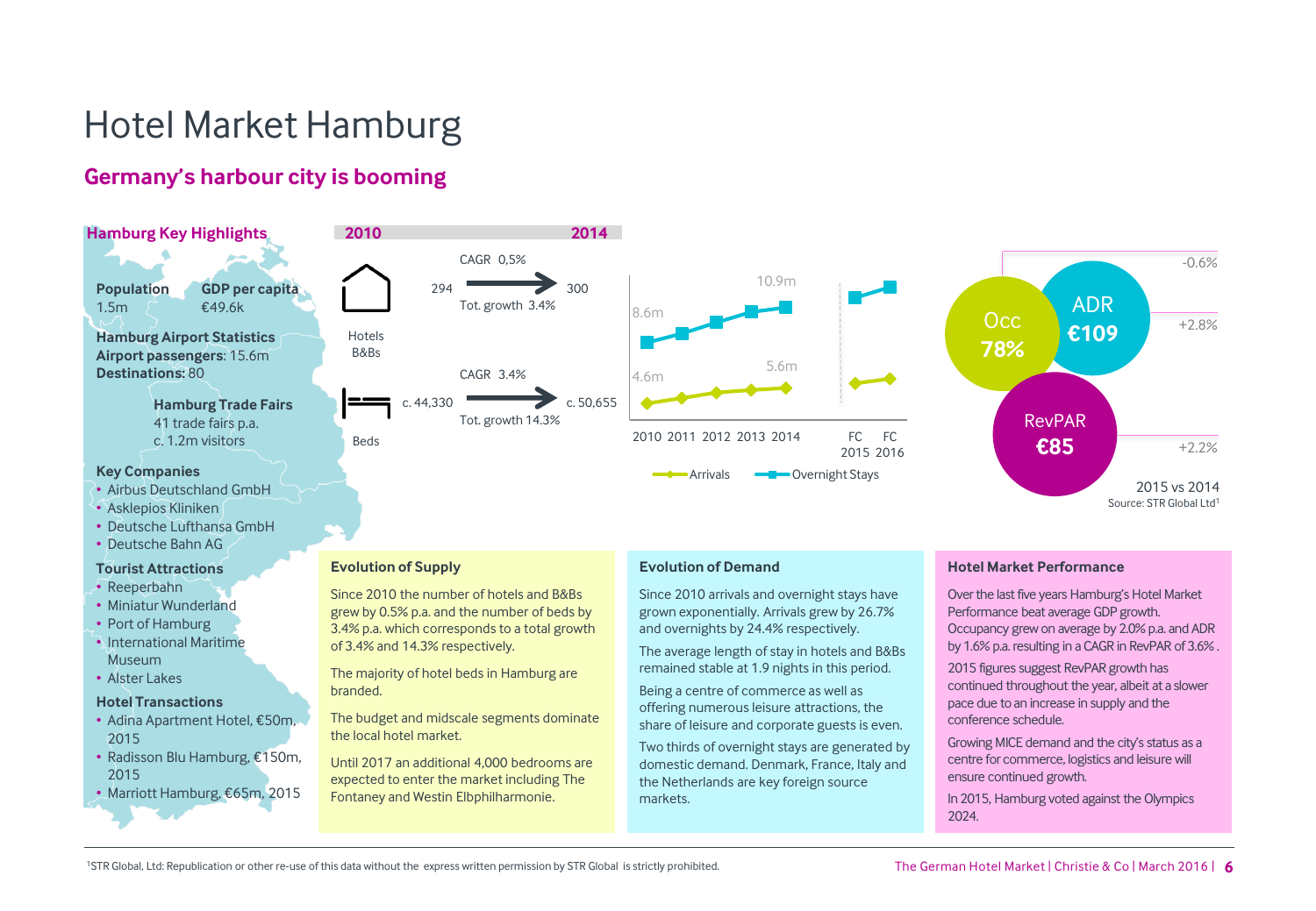# Hotel Market Hamburg

## Germany's harbour city is booming

### Hamburg Key Highlights

**Population**
1.5m

**GDP per capita**
€49.6k

**Hamburg Airport Statistics**
**Airport passengers**: 15.6m
**Destinations**: 80

**Hamburg Trade Fairs**
41 trade fairs p.a.
c. 1.2m visitors

**Key Companies**
- Airbus Deutschland GmbH
- Asklepios Kliniken
- Deutsche Lufthansa GmbH
- Deutsche Bahn AG

**Tourist Attractions**
- Reeperbahn
- Miniatur Wunderland
- Port of Hamburg
- International Maritime Museum
- Alster Lakes

**Hotel Transactions**
- Adina Apartment Hotel, €50m, 2015
- Radisson Blu Hamburg, €150m, 2015
- Marriott Hamburg, €65m, 2015

| | 2010 | | 2014 |
|---|---|---|---|
| Hotels B&Bs | 294 | CAGR 0,5% / Tot. growth 3.4% | 300 |
| Beds | c. 44,330 | CAGR 3.4% / Tot. growth 14.3% | c. 50,655 |

| | 2010 | 2014 |
|---|---|---|
| Arrivals | 4.6m | 5.6m |
| Overnight Stays | 8.6m | 10.9m |

Occ 78% (-0.6%), ADR €109 (+2.8%), RevPAR €85 (+2.2%)

2015 vs 2014
Source: STR Global Ltd[1]

### Evolution of Supply

Since 2010 the number of hotels and B&Bs grew by 0.5% p.a. and the number of beds by 3.4% p.a. which corresponds to a total growth of 3.4% and 14.3% respectively.

The majority of hotel beds in Hamburg are branded.

The budget and midscale segments dominate the local hotel market.

Until 2017 an additional 4,000 bedrooms are expected to enter the market including The Fontaney and Westin Elbphilharmonie.

### Evolution of Demand

Since 2010 arrivals and overnight stays have grown exponentially. Arrivals grew by 26.7% and overnights by 24.4% respectively.

The average length of stay in hotels and B&Bs remained stable at 1.9 nights in this period.

Being a centre of commerce as well as offering numerous leisure attractions, the share of leisure and corporate guests is even.

Two thirds of overnight stays are generated by domestic demand. Denmark, France, Italy and the Netherlands are key foreign source markets.

### Hotel Market Performance

Over the last five years Hamburg's Hotel Market Performance beat average GDP growth. Occupancy grew on average by 2.0% p.a. and ADR by 1.6% p.a. resulting in a CAGR in RevPAR of 3.6%.

2015 figures suggest RevPAR growth has continued throughout the year, albeit at a slower pace due to an increase in supply and the conference schedule.

Growing MICE demand and the city's status as a centre for commerce, logistics and leisure will ensure continued growth.

In 2015, Hamburg voted against the Olympics 2024.

[1]STR Global, Ltd: Republication or other re-use of this data without the express written permission by STR Global is strictly prohibited.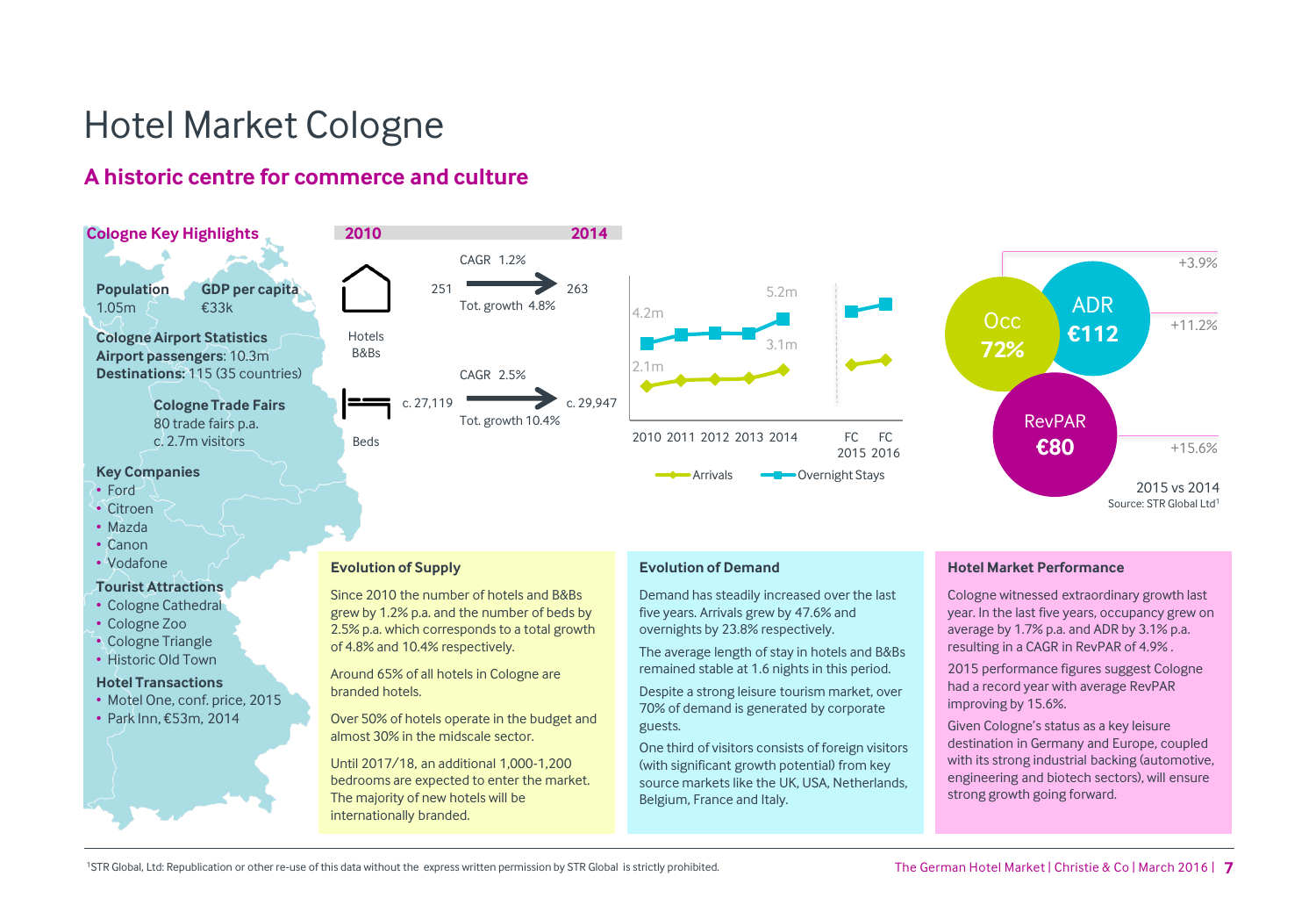# Hotel Market Cologne

## A historic centre for commerce and culture

### Cologne Key Highlights

**Population**
1.05m

**GDP per capita**
€33k

**Cologne Airport Statistics**
**Airport passengers:** 10.3m
**Destinations:** 115 (35 countries)

**Cologne Trade Fairs**
80 trade fairs p.a.
c. 2.7m visitors

**Key Companies**
- Ford
- Citroen
- Mazda
- Canon
- Vodafone

**Tourist Attractions**
- Cologne Cathedral
- Cologne Zoo
- Cologne Triangle
- Historic Old Town

**Hotel Transactions**
- Motel One, conf. price, 2015
- Park Inn, €53m, 2014

| | 2010 | | 2014 |
|---|---|---|---|
| Hotels B&Bs | 251 | CAGR 1.2% / Tot. growth 4.8% | 263 |
| Beds | c. 27,119 | CAGR 2.5% / Tot. growth 10.4% | c. 29,947 |

Arrivals / Overnight Stays: 2010: 2.1m / 4.2m; 2014: 3.1m / 5.2m; FC 2015, FC 2016

| Occ | ADR | RevPAR |
|---|---|---|
| 72% | €112 | €80 |
| +3.9% | +11.2% | +15.6% |

2015 vs 2014
Source: STR Global Ltd[1]

### Evolution of Supply

Since 2010 the number of hotels and B&Bs grew by 1.2% p.a. and the number of beds by 2.5% p.a. which corresponds to a total growth of 4.8% and 10.4% respectively.

Around 65% of all hotels in Cologne are branded hotels.

Over 50% of hotels operate in the budget and almost 30% in the midscale sector.

Until 2017/18, an additional 1,000-1,200 bedrooms are expected to enter the market. The majority of new hotels will be internationally branded.

### Evolution of Demand

Demand has steadily increased over the last five years. Arrivals grew by 47.6% and overnights by 23.8% respectively.

The average length of stay in hotels and B&Bs remained stable at 1.6 nights in this period.

Despite a strong leisure tourism market, over 70% of demand is generated by corporate guests.

One third of visitors consists of foreign visitors (with significant growth potential) from key source markets like the UK, USA, Netherlands, Belgium, France and Italy.

### Hotel Market Performance

Cologne witnessed extraordinary growth last year. In the last five years, occupancy grew on average by 1.7% p.a. and ADR by 3.1% p.a. resulting in a CAGR in RevPAR of 4.9%.

2015 performance figures suggest Cologne had a record year with average RevPAR improving by 15.6%.

Given Cologne's status as a key leisure destination in Germany and Europe, coupled with its strong industrial backing (automotive, engineering and biotech sectors), will ensure strong growth going forward.

[1]STR Global, Ltd: Republication or other re-use of this data without the express written permission by STR Global is strictly prohibited.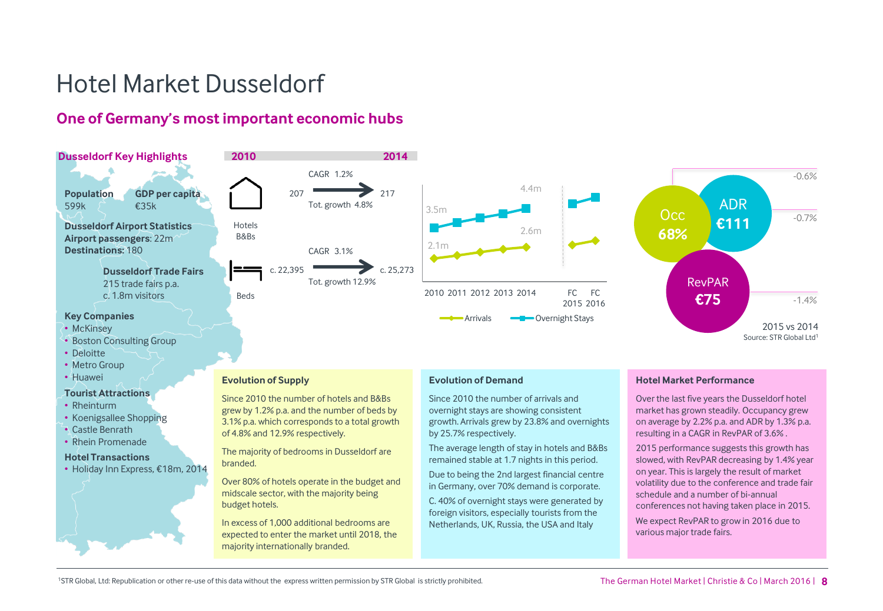# Hotel Market Dusseldorf

## One of Germany's most important economic hubs

### Dusseldorf Key Highlights

**Population**
599k

**GDP per capita**
€35k

**Dusseldorf Airport Statistics**
**Airport passengers**: 22m
**Destinations:** 180

**Dusseldorf Trade Fairs**
215 trade fairs p.a.
c. 1.8m visitors

**Key Companies**
- McKinsey
- Boston Consulting Group
- Deloitte
- Metro Group
- Huawei

**Tourist Attractions**
- Rheinturm
- Koenigsallee Shopping
- Castle Benrath
- Rhein Promenade

**Hotel Transactions**
- Holiday Inn Express, €18m, 2014

| | 2010 | | 2014 |
|---|---|---|---|
| Hotels B&Bs | 207 | CAGR 1.2% / Tot. growth 4.8% | 217 |
| Beds | c. 22,395 | CAGR 3.1% / Tot. growth 12.9% | c. 25,273 |

| | 2010 | 2011 | 2012 | 2013 | 2014 | FC 2015 | FC 2016 |
|---|---|---|---|---|---|---|---|
| Arrivals | 2.1m | | | | 2.6m | | |
| Overnight Stays | 3.5m | | | | 4.4m | | |

| 2015 vs 2014 | Value | Change |
|---|---|---|
| Occ | 68% | -0.6% |
| ADR | €111 | -0.7% |
| RevPAR | €75 | -1.4% |

Source: STR Global Ltd[1]

### Evolution of Supply

Since 2010 the number of hotels and B&Bs grew by 1.2% p.a. and the number of beds by 3.1% p.a. which corresponds to a total growth of 4.8% and 12.9% respectively.

The majority of bedrooms in Dusseldorf are branded.

Over 80% of hotels operate in the budget and midscale sector, with the majority being budget hotels.

In excess of 1,000 additional bedrooms are expected to enter the market until 2018, the majority internationally branded.

### Evolution of Demand

Since 2010 the number of arrivals and overnight stays are showing consistent growth. Arrivals grew by 23.8% and overnights by 25.7% respectively.

The average length of stay in hotels and B&Bs remained stable at 1.7 nights in this period.

Due to being the 2nd largest financial centre in Germany, over 70% demand is corporate.

C. 40% of overnight stays were generated by foreign visitors, especially tourists from the Netherlands, UK, Russia, the USA and Italy

### Hotel Market Performance

Over the last five years the Dusseldorf hotel market has grown steadily. Occupancy grew on average by 2.2% p.a. and ADR by 1.3% p.a. resulting in a CAGR in RevPAR of 3.6% .

2015 performance suggests this growth has slowed, with RevPAR decreasing by 1.4% year on year. This is largely the result of market volatility due to the conference and trade fair schedule and a number of bi-annual conferences not having taken place in 2015.

We expect RevPAR to grow in 2016 due to various major trade fairs.

[1]STR Global, Ltd: Republication or other re-use of this data without the express written permission by STR Global is strictly prohibited.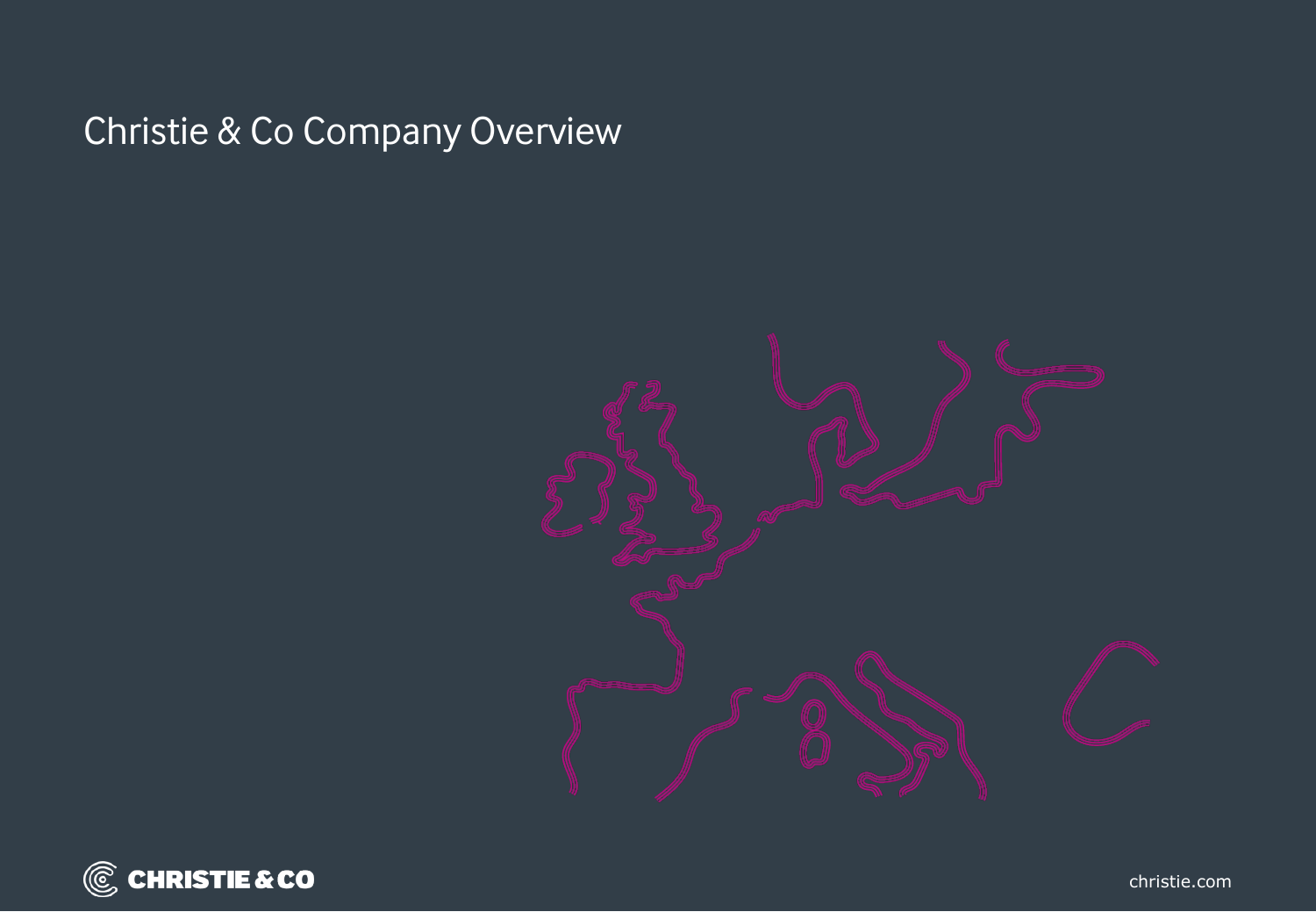# Christie & Co Company Overview

CHRISTIE & CO

christie.com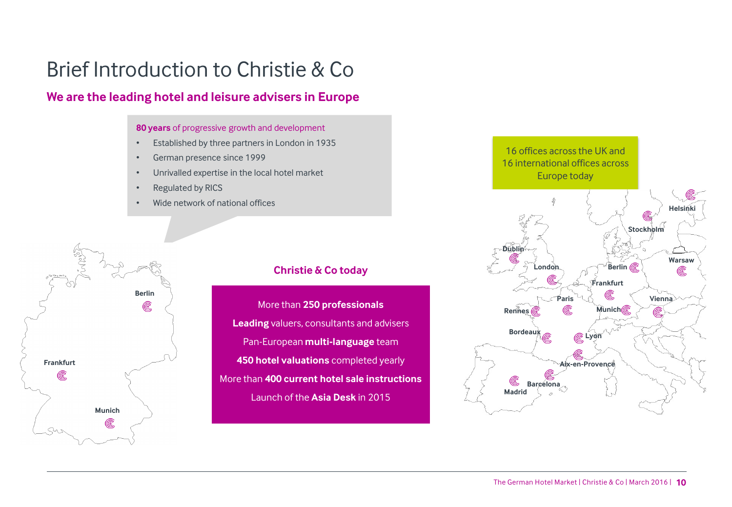# Brief Introduction to Christie & Co

## We are the leading hotel and leisure advisers in Europe

**80 years** of progressive growth and development

- Established by three partners in London in 1935
- German presence since 1999
- Unrivalled expertise in the local hotel market
- Regulated by RICS
- Wide network of national offices

Berlin

Frankfurt

Munich

### Christie & Co today

More than **250 professionals**

**Leading** valuers, consultants and advisers

Pan-European **multi-language** team

**450 hotel valuations** completed yearly

More than **400 current hotel sale instructions**

Launch of the **Asia Desk** in 2015

16 offices across the UK and 16 international offices across Europe today

Helsinki, Stockholm, Dublin, London, Berlin, Warsaw, Frankfurt, Paris, Vienna, Rennes, Munich, Bordeaux, Lyon, Aix-en-Provence, Madrid, Barcelona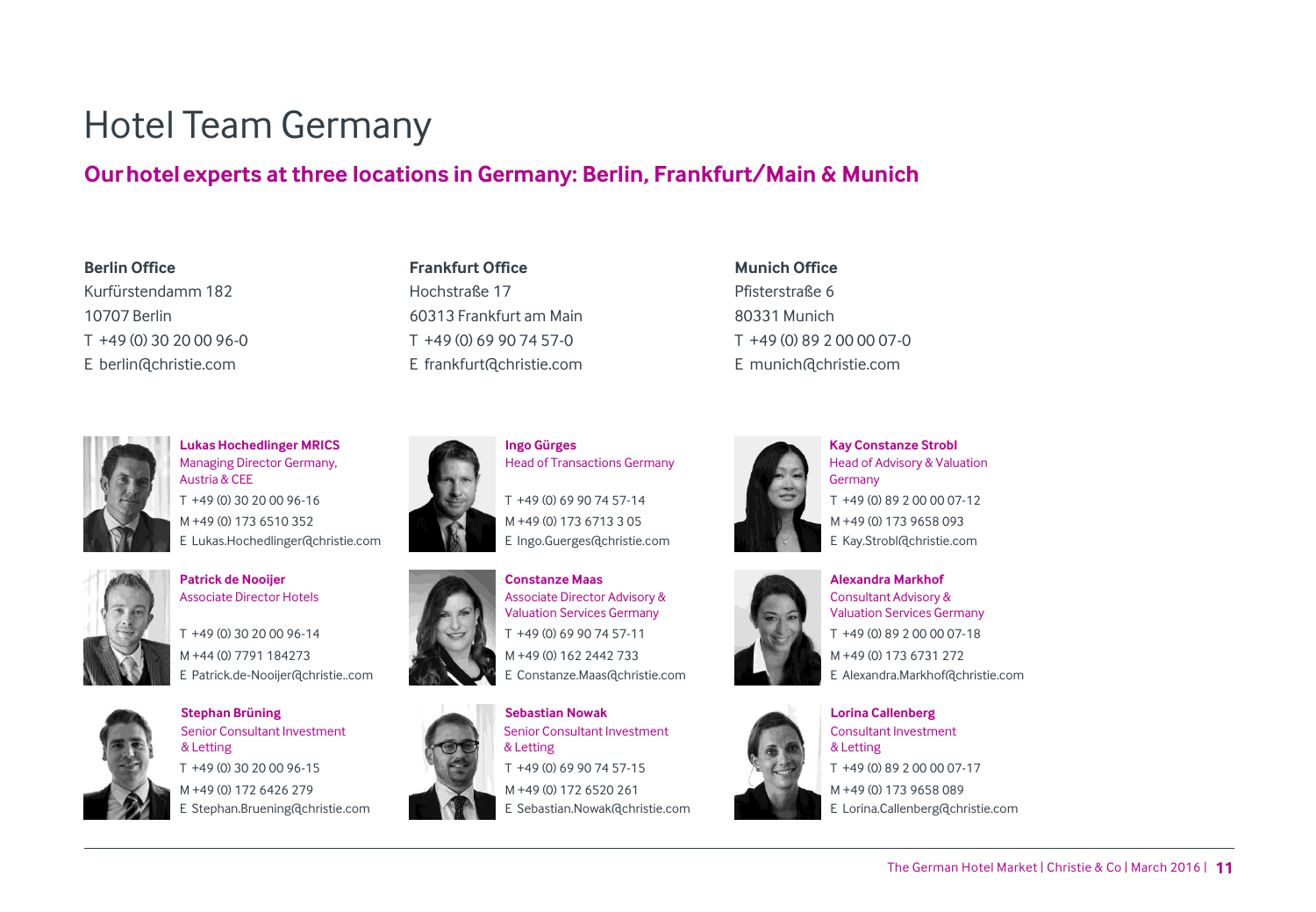# Hotel Team Germany

## Our hotel experts at three locations in Germany: Berlin, Frankfurt/Main & Munich

**Berlin Office**
Kurfürstendamm 182
10707 Berlin
T +49 (0) 30 20 00 96-0
E berlin@christie.com

**Frankfurt Office**
Hochstraße 17
60313 Frankfurt am Main
T +49 (0) 69 90 74 57-0
E frankfurt@christie.com

**Munich Office**
Pfisterstraße 6
80331 Munich
T +49 (0) 89 2 00 00 07-0
E munich@christie.com

**Lukas Hochedlinger MRICS**
Managing Director Germany, Austria & CEE
T +49 (0) 30 20 00 96-16
M +49 (0) 173 6510 352
E Lukas.Hochedlinger@christie.com

**Patrick de Nooijer**
Associate Director Hotels
T +49 (0) 30 20 00 96-14
M +44 (0) 7791 184273
E Patrick.de-Nooijer@christie..com

**Stephan Brüning**
Senior Consultant Investment & Letting
T +49 (0) 30 20 00 96-15
M +49 (0) 172 6426 279
E Stephan.Bruening@christie.com

**Ingo Gürges**
Head of Transactions Germany
T +49 (0) 69 90 74 57-14
M +49 (0) 173 6713 3 05
E Ingo.Guerges@christie.com

**Constanze Maas**
Associate Director Advisory & Valuation Services Germany
T +49 (0) 69 90 74 57-11
M +49 (0) 162 2442 733
E Constanze.Maas@christie.com

**Sebastian Nowak**
Senior Consultant Investment & Letting
T +49 (0) 69 90 74 57-15
M +49 (0) 172 6520 261
E Sebastian.Nowak@christie.com

**Kay Constanze Strobl**
Head of Advisory & Valuation Germany
T +49 (0) 89 2 00 00 07-12
M +49 (0) 173 9658 093
E Kay.Strobl@christie.com

**Alexandra Markhof**
Consultant Advisory & Valuation Services Germany
T +49 (0) 89 2 00 00 07-18
M +49 (0) 173 6731 272
E Alexandra.Markhof@christie.com

**Lorina Callenberg**
Consultant Investment & Letting
T +49 (0) 89 2 00 00 07-17
M +49 (0) 173 9658 089
E Lorina.Callenberg@christie.com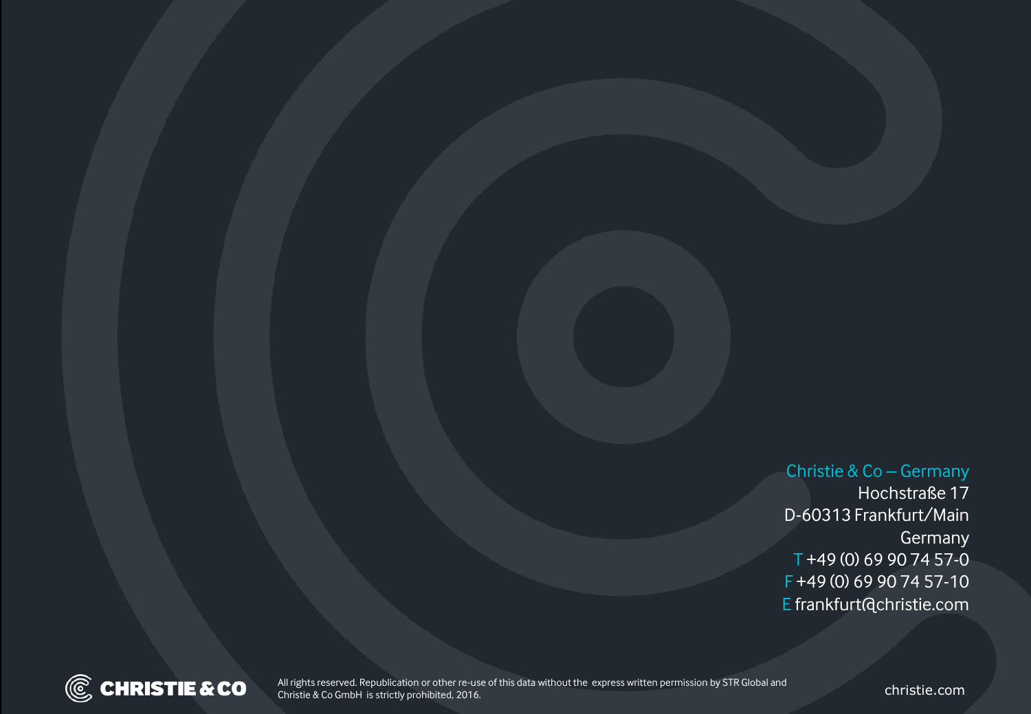Christie & Co – Germany
Hochstraße 17
D-60313 Frankfurt/Main
Germany
T +49 (0) 69 90 74 57-0
F +49 (0) 69 90 74 57-10
E frankfurt@christie.com

CHRISTIE & CO

All rights reserved. Republication or other re-use of this data without the express written permission by STR Global and Christie & Co GmbH is strictly prohibited, 2016.

christie.com